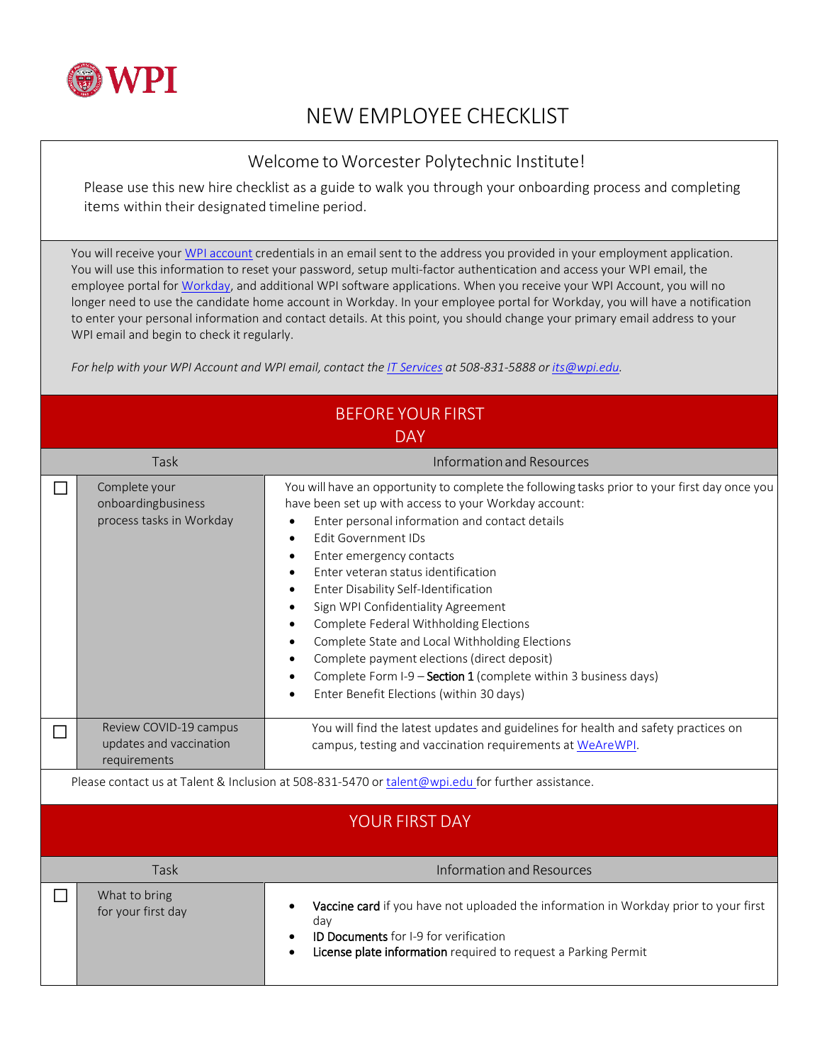WPI

# NEW EMPLOYEE CHECKLIST

## Welcome to Worcester Polytechnic Institute!

Please use this new hire checklist as a guide to walk you through your onboarding process and completing items within their designated timeline period.

You will receive your WPI account credentials in an email sent to the address you provided in your employment application. You will use this information to reset your password, setup multi-factor authentication and access your WPI email, the employee portal for Workday, and additional WPI software applications. When you receive your WPI Account, you will no longer need to use the candidate home account in Workday. In your employee portal for Workday, you will have a notification to enter your personal information and contact details. At this point, you should change your primary email address to your WPI email and begin to check it regularly.

*For help with your WPI Account and WPI email, contact the IT Services at 508-831-5888 or its@wpi.edu.*

## BEFORE YOUR FIRST DAY

| | Task | Information and Resources |
|---|---|---|
| ☐ | Complete your onboardingbusiness process tasks in Workday | You will have an opportunity to complete the following tasks prior to your first day once you have been set up with access to your Workday account:<br>• Enter personal information and contact details<br>• Edit Government IDs<br>• Enter emergency contacts<br>• Enter veteran status identification<br>• Enter Disability Self-Identification<br>• Sign WPI Confidentiality Agreement<br>• Complete Federal Withholding Elections<br>• Complete State and Local Withholding Elections<br>• Complete payment elections (direct deposit)<br>• Complete Form I-9 – **Section 1** (complete within 3 business days)<br>• Enter Benefit Elections (within 30 days) |
| ☐ | Review COVID-19 campus updates and vaccination requirements | You will find the latest updates and guidelines for health and safety practices on campus, testing and vaccination requirements at WeAreWPI. |

Please contact us at Talent & Inclusion at 508-831-5470 or talent@wpi.edu for further assistance.

## YOUR FIRST DAY

| | Task | Information and Resources |
|---|---|---|
| ☐ | What to bring for your first day | • **Vaccine card** if you have not uploaded the information in Workday prior to your first day<br>• **ID Documents** for I-9 for verification<br>• **License plate information** required to request a Parking Permit |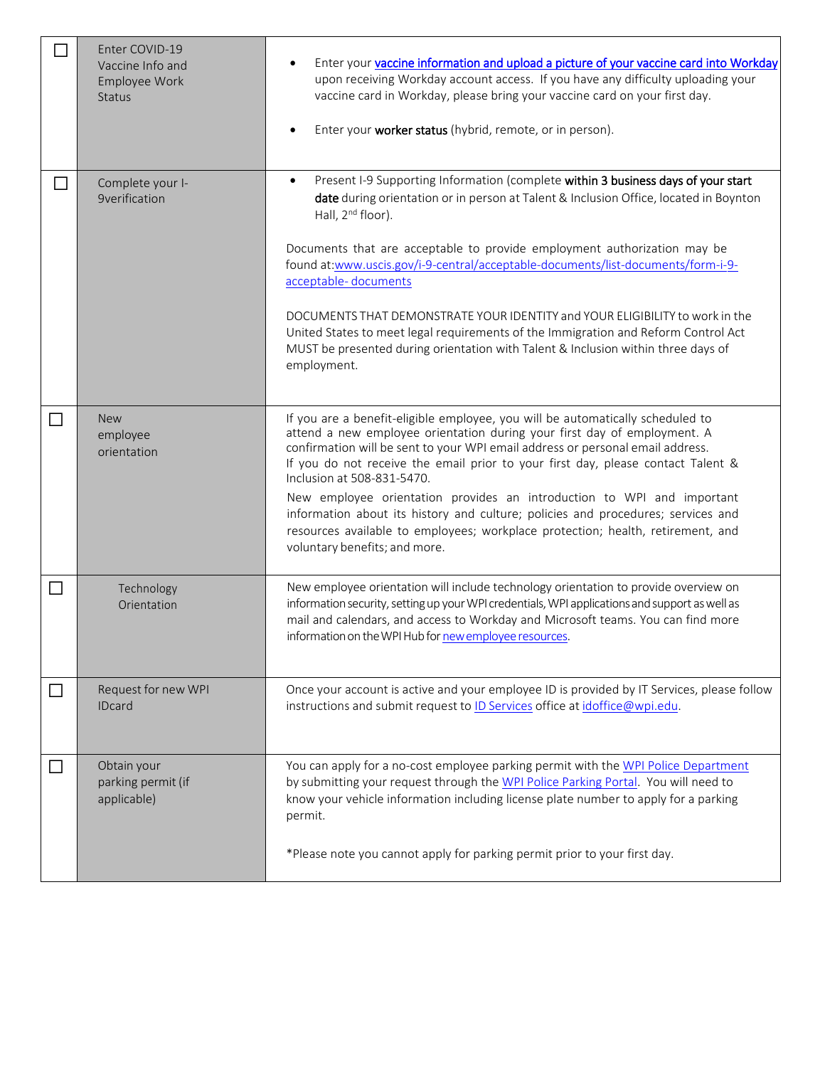| ☐ | Task | Details |
| --- | --- | --- |
| ☐ | Enter COVID-19 Vaccine Info and Employee Work Status | • Enter your **vaccine information and upload a picture of your vaccine card into Workday** upon receiving Workday account access. If you have any difficulty uploading your vaccine card in Workday, please bring your vaccine card on your first day.<br><br>• Enter your **worker status** (hybrid, remote, or in person). |
| ☐ | Complete your I-9verification | • Present I-9 Supporting Information (complete **within 3 business days of your start date** during orientation or in person at Talent & Inclusion Office, located in Boynton Hall, 2nd floor).<br><br>Documents that are acceptable to provide employment authorization may be found at:www.uscis.gov/i-9-central/acceptable-documents/list-documents/form-i-9-acceptable- documents<br><br>DOCUMENTS THAT DEMONSTRATE YOUR IDENTITY and YOUR ELIGIBILITY to work in the United States to meet legal requirements of the Immigration and Reform Control Act MUST be presented during orientation with Talent & Inclusion within three days of employment. |
| ☐ | New employee orientation | If you are a benefit-eligible employee, you will be automatically scheduled to attend a new employee orientation during your first day of employment. A confirmation will be sent to your WPI email address or personal email address. If you do not receive the email prior to your first day, please contact Talent & Inclusion at 508-831-5470.<br>New employee orientation provides an introduction to WPI and important information about its history and culture; policies and procedures; services and resources available to employees; workplace protection; health, retirement, and voluntary benefits; and more. |
| ☐ | Technology Orientation | New employee orientation will include technology orientation to provide overview on information security, setting up your WPI credentials, WPI applications and support as well as mail and calendars, and access to Workday and Microsoft teams. You can find more information on the WPI Hub for new employee resources. |
| ☐ | Request for new WPI IDcard | Once your account is active and your employee ID is provided by IT Services, please follow instructions and submit request to ID Services office at idoffice@wpi.edu. |
| ☐ | Obtain your parking permit (if applicable) | You can apply for a no-cost employee parking permit with the WPI Police Department by submitting your request through the WPI Police Parking Portal. You will need to know your vehicle information including license plate number to apply for a parking permit.<br><br>*Please note you cannot apply for parking permit prior to your first day. |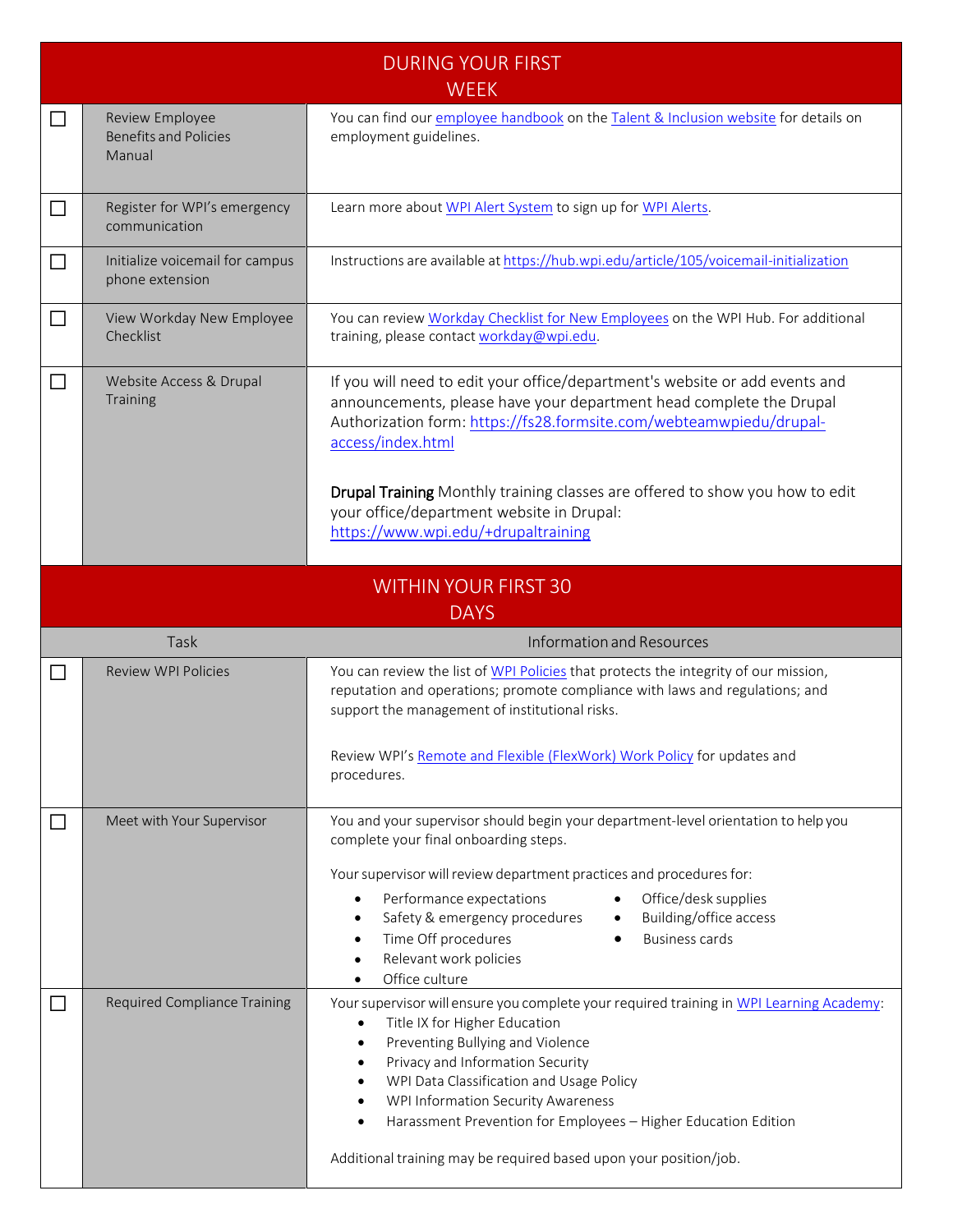## DURING YOUR FIRST WEEK

| | Task | Information and Resources |
|---|---|---|
| ☐ | Review Employee Benefits and Policies Manual | You can find our employee handbook on the Talent & Inclusion website for details on employment guidelines. |
| ☐ | Register for WPI's emergency communication | Learn more about WPI Alert System to sign up for WPI Alerts. |
| ☐ | Initialize voicemail for campus phone extension | Instructions are available at https://hub.wpi.edu/article/105/voicemail-initialization |
| ☐ | View Workday New Employee Checklist | You can review Workday Checklist for New Employees on the WPI Hub. For additional training, please contact workday@wpi.edu. |
| ☐ | Website Access & Drupal Training | If you will need to edit your office/department's website or add events and announcements, please have your department head complete the Drupal Authorization form: https://fs28.formsite.com/webteamwpiedu/drupal-access/index.html<br><br>**Drupal Training** Monthly training classes are offered to show you how to edit your office/department website in Drupal: https://www.wpi.edu/+drupaltraining |

## WITHIN YOUR FIRST 30 DAYS

| | Task | Information and Resources |
|---|---|---|
| ☐ | Review WPI Policies | You can review the list of WPI Policies that protects the integrity of our mission, reputation and operations; promote compliance with laws and regulations; and support the management of institutional risks.<br><br>Review WPI's Remote and Flexible (FlexWork) Work Policy for updates and procedures. |
| ☐ | Meet with Your Supervisor | You and your supervisor should begin your department-level orientation to help you complete your final onboarding steps.<br><br>Your supervisor will review department practices and procedures for:<br>• Performance expectations<br>• Safety & emergency procedures<br>• Time Off procedures<br>• Relevant work policies<br>• Office culture<br>• Office/desk supplies<br>• Building/office access<br>• Business cards |
| ☐ | Required Compliance Training | Your supervisor will ensure you complete your required training in WPI Learning Academy:<br>• Title IX for Higher Education<br>• Preventing Bullying and Violence<br>• Privacy and Information Security<br>• WPI Data Classification and Usage Policy<br>• WPI Information Security Awareness<br>• Harassment Prevention for Employees – Higher Education Edition<br><br>Additional training may be required based upon your position/job. |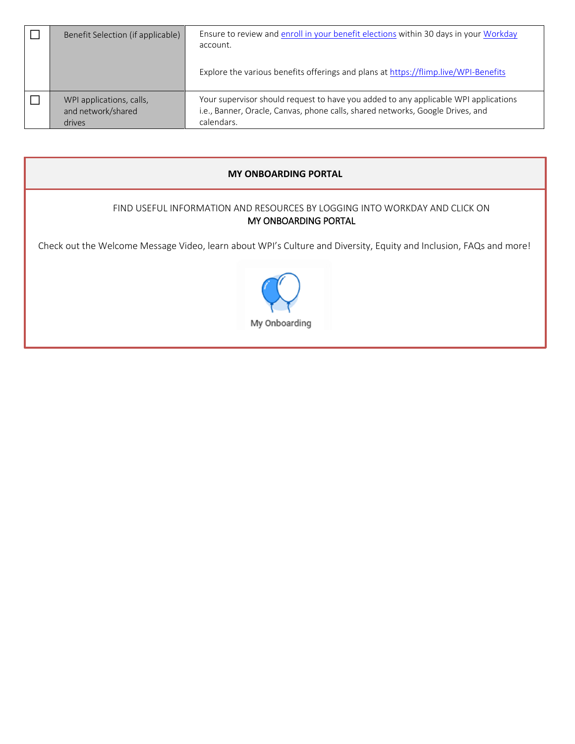| | | |
|---|---|---|
| ☐ | Benefit Selection (if applicable) | Ensure to review and enroll in your benefit elections within 30 days in your Workday account.<br><br>Explore the various benefits offerings and plans at https://flimp.live/WPI-Benefits |
| ☐ | WPI applications, calls, and network/shared drives | Your supervisor should request to have you added to any applicable WPI applications i.e., Banner, Oracle, Canvas, phone calls, shared networks, Google Drives, and calendars. |

## MY ONBOARDING PORTAL

FIND USEFUL INFORMATION AND RESOURCES BY LOGGING INTO WORKDAY AND CLICK ON
**MY ONBOARDING PORTAL**

Check out the Welcome Message Video, learn about WPI's Culture and Diversity, Equity and Inclusion, FAQs and more!

My Onboarding